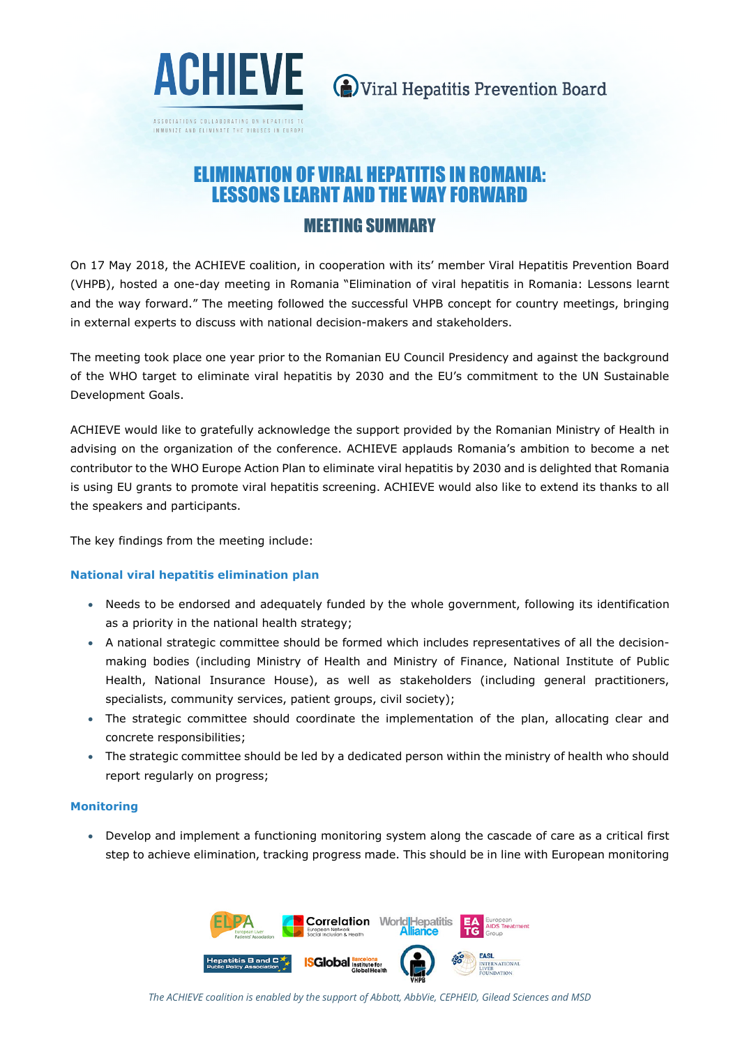ACHIEVE

ASSOCIATIONS COLLABORATING ON HEPATITIS TO IMMUNIZE AND ELIMINATE THE VIRUSES IN EUROPE

Viral Hepatitis Prevention Board

# ELIMINATION OF VIRAL HEPATITIS IN ROMANIA: LESSONS LEARNT AND THE WAY FORWARD

## MEETING SUMMARY

On 17 May 2018, the ACHIEVE coalition, in cooperation with its' member Viral Hepatitis Prevention Board (VHPB), hosted a one-day meeting in Romania "Elimination of viral hepatitis in Romania: Lessons learnt and the way forward." The meeting followed the successful VHPB concept for country meetings, bringing in external experts to discuss with national decision-makers and stakeholders.

The meeting took place one year prior to the Romanian EU Council Presidency and against the background of the WHO target to eliminate viral hepatitis by 2030 and the EU's commitment to the UN Sustainable Development Goals.

ACHIEVE would like to gratefully acknowledge the support provided by the Romanian Ministry of Health in advising on the organization of the conference. ACHIEVE applauds Romania's ambition to become a net contributor to the WHO Europe Action Plan to eliminate viral hepatitis by 2030 and is delighted that Romania is using EU grants to promote viral hepatitis screening. ACHIEVE would also like to extend its thanks to all the speakers and participants.

The key findings from the meeting include:

### National viral hepatitis elimination plan

- Needs to be endorsed and adequately funded by the whole government, following its identification as a priority in the national health strategy;
- A national strategic committee should be formed which includes representatives of all the decision-making bodies (including Ministry of Health and Ministry of Finance, National Institute of Public Health, National Insurance House), as well as stakeholders (including general practitioners, specialists, community services, patient groups, civil society);
- The strategic committee should coordinate the implementation of the plan, allocating clear and concrete responsibilities;
- The strategic committee should be led by a dedicated person within the ministry of health who should report regularly on progress;

### Monitoring

- Develop and implement a functioning monitoring system along the cascade of care as a critical first step to achieve elimination, tracking progress made. This should be in line with European monitoring

*The ACHIEVE coalition is enabled by the support of Abbott, AbbVie, CEPHEID, Gilead Sciences and MSD*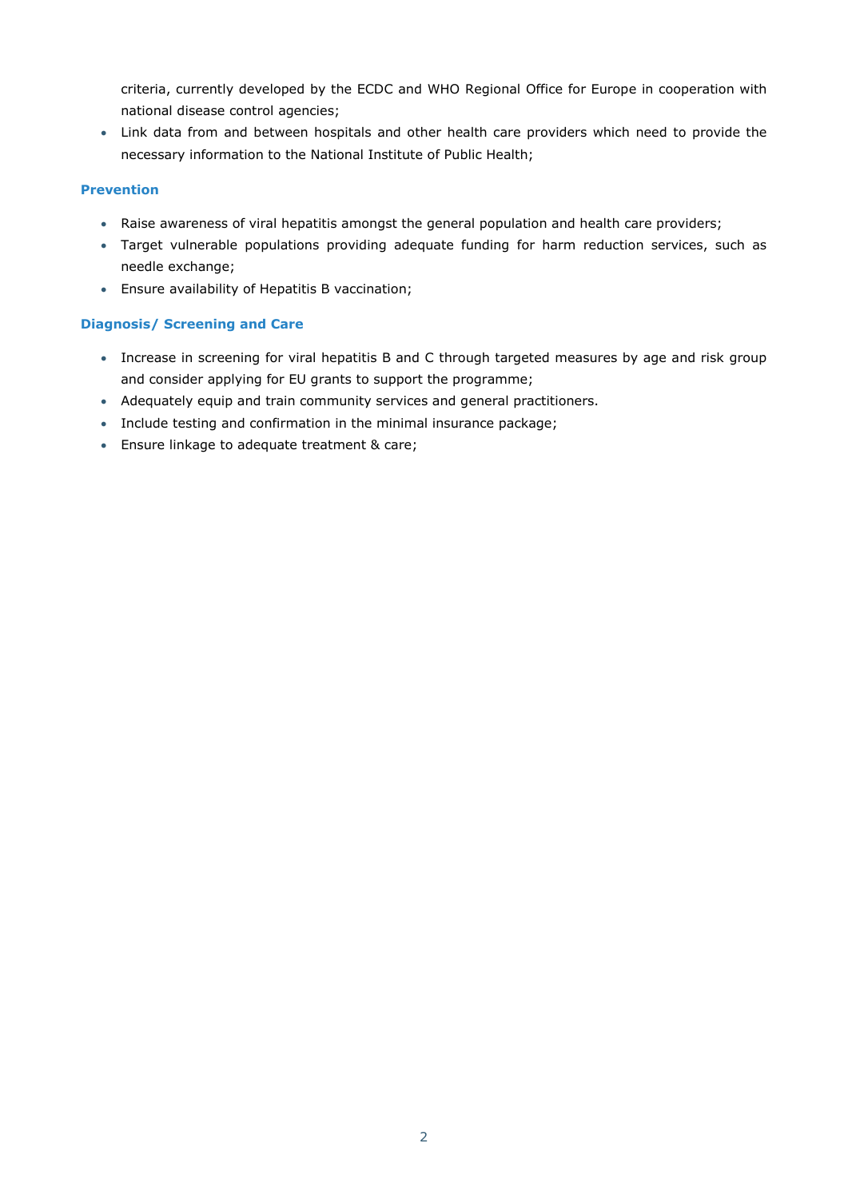criteria, currently developed by the ECDC and WHO Regional Office for Europe in cooperation with national disease control agencies;

- Link data from and between hospitals and other health care providers which need to provide the necessary information to the National Institute of Public Health;

### Prevention

- Raise awareness of viral hepatitis amongst the general population and health care providers;
- Target vulnerable populations providing adequate funding for harm reduction services, such as needle exchange;
- Ensure availability of Hepatitis B vaccination;

### Diagnosis/ Screening and Care

- Increase in screening for viral hepatitis B and C through targeted measures by age and risk group and consider applying for EU grants to support the programme;
- Adequately equip and train community services and general practitioners.
- Include testing and confirmation in the minimal insurance package;
- Ensure linkage to adequate treatment & care;